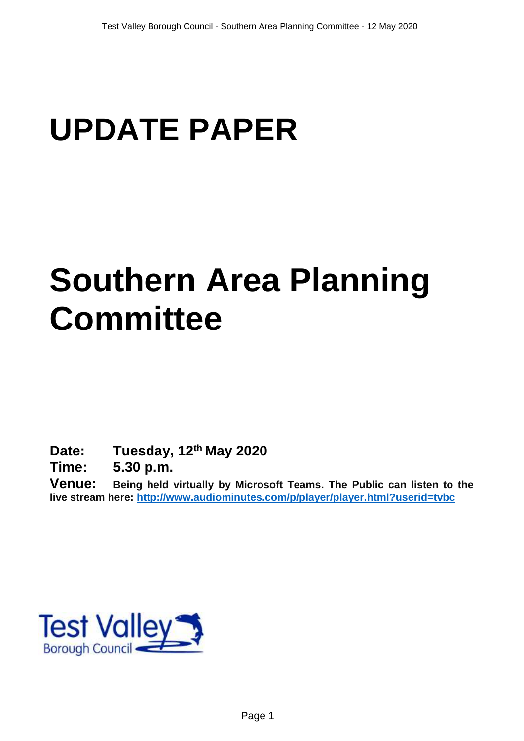# UPDATE PAPER

# Southern Area Planning Committee

**Date:** **Tuesday, 12th May 2020**

**Time:** **5.30 p.m.**

**Venue:** **Being held virtually by Microsoft Teams. The Public can listen to the live stream here: [http://www.audiominutes.com/p/player/player.html?userid=tvbc](http://www.audiominutes.com/p/player/player.html?userid=tvbc)**

Test Valley Borough Council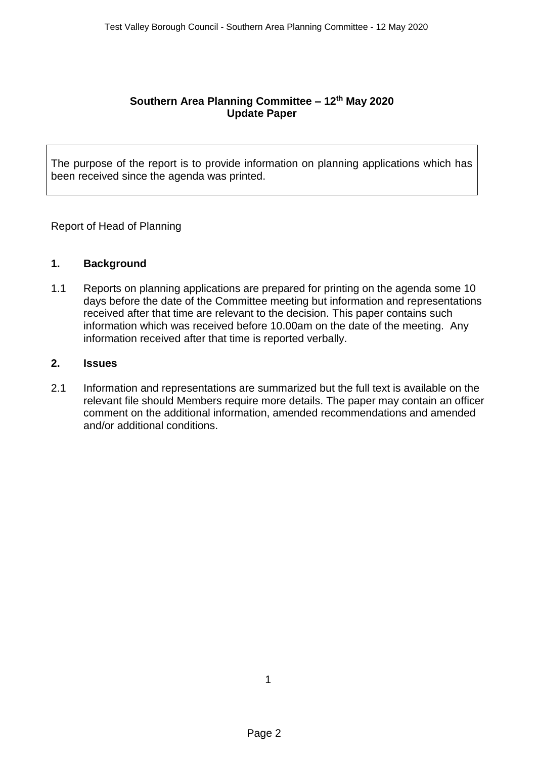**Southern Area Planning Committee – 12th May 2020**
**Update Paper**

The purpose of the report is to provide information on planning applications which has been received since the agenda was printed.

Report of Head of Planning

## 1. Background

1.1 Reports on planning applications are prepared for printing on the agenda some 10 days before the date of the Committee meeting but information and representations received after that time are relevant to the decision. This paper contains such information which was received before 10.00am on the date of the meeting. Any information received after that time is reported verbally.

## 2. Issues

2.1 Information and representations are summarized but the full text is available on the relevant file should Members require more details. The paper may contain an officer comment on the additional information, amended recommendations and amended and/or additional conditions.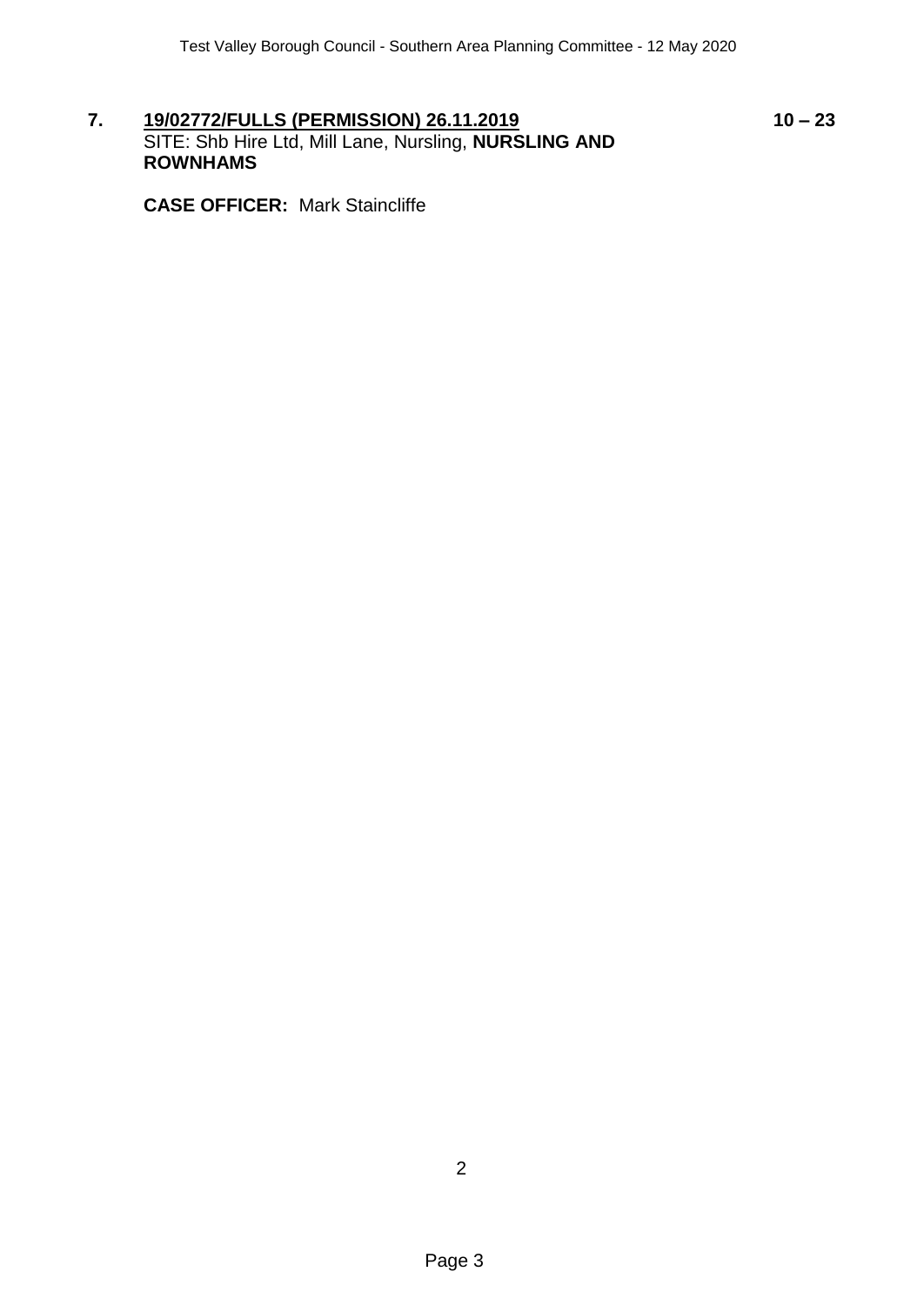**7.** **<u>19/02772/FULLS (PERMISSION) 26.11.2019</u>** **10 – 23**

SITE: Shb Hire Ltd, Mill Lane, Nursling, **NURSLING AND ROWNHAMS**

**CASE OFFICER:** Mark Staincliffe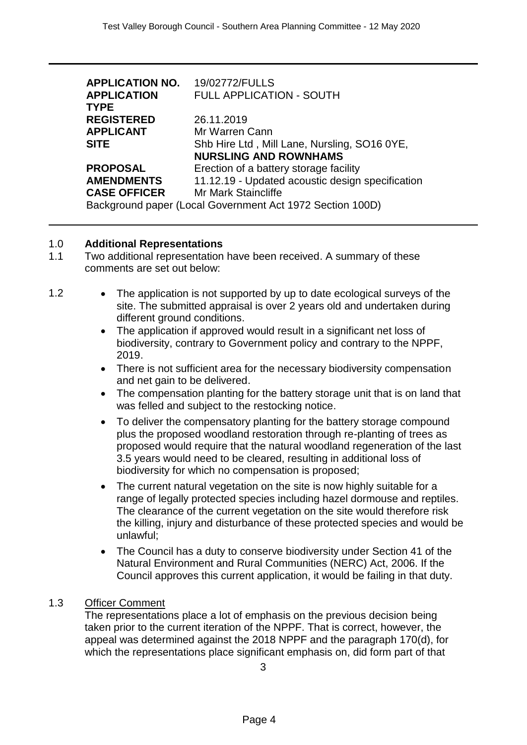| | |
|---|---|
| **APPLICATION NO.** | 19/02772/FULLS |
| **APPLICATION TYPE** | FULL APPLICATION - SOUTH |
| **REGISTERED** | 26.11.2019 |
| **APPLICANT** | Mr Warren Cann |
| **SITE** | Shb Hire Ltd , Mill Lane, Nursling, SO16 0YE, **NURSLING AND ROWNHAMS** |
| **PROPOSAL** | Erection of a battery storage facility |
| **AMENDMENTS** | 11.12.19 - Updated acoustic design specification |
| **CASE OFFICER** | Mr Mark Staincliffe |

Background paper (Local Government Act 1972 Section 100D)

1.0 **Additional Representations**

1.1 Two additional representation have been received. A summary of these comments are set out below:

1.2
- The application is not supported by up to date ecological surveys of the site. The submitted appraisal is over 2 years old and undertaken during different ground conditions.
- The application if approved would result in a significant net loss of biodiversity, contrary to Government policy and contrary to the NPPF, 2019.
- There is not sufficient area for the necessary biodiversity compensation and net gain to be delivered.
- The compensation planting for the battery storage unit that is on land that was felled and subject to the restocking notice.
- To deliver the compensatory planting for the battery storage compound plus the proposed woodland restoration through re-planting of trees as proposed would require that the natural woodland regeneration of the last 3.5 years would need to be cleared, resulting in additional loss of biodiversity for which no compensation is proposed;
- The current natural vegetation on the site is now highly suitable for a range of legally protected species including hazel dormouse and reptiles. The clearance of the current vegetation on the site would therefore risk the killing, injury and disturbance of these protected species and would be unlawful;
- The Council has a duty to conserve biodiversity under Section 41 of the Natural Environment and Rural Communities (NERC) Act, 2006. If the Council approves this current application, it would be failing in that duty.

1.3 Officer Comment

The representations place a lot of emphasis on the previous decision being taken prior to the current iteration of the NPPF. That is correct, however, the appeal was determined against the 2018 NPPF and the paragraph 170(d), for which the representations place significant emphasis on, did form part of that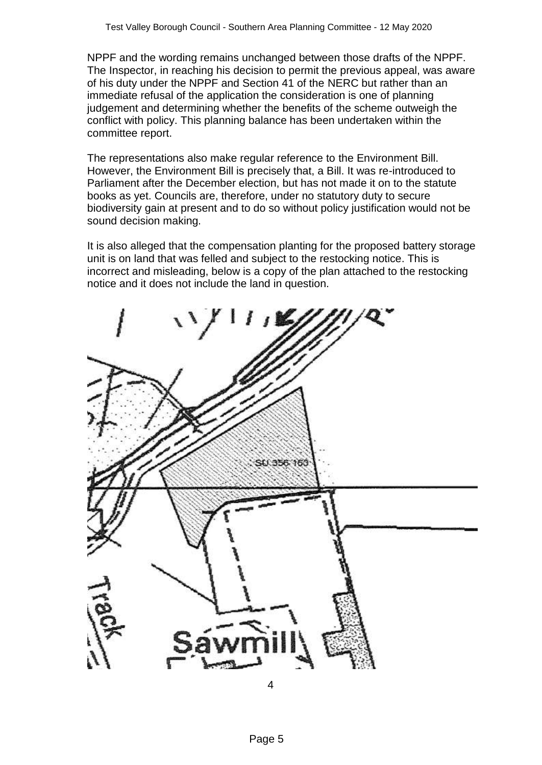NPPF and the wording remains unchanged between those drafts of the NPPF. The Inspector, in reaching his decision to permit the previous appeal, was aware of his duty under the NPPF and Section 41 of the NERC but rather than an immediate refusal of the application the consideration is one of planning judgement and determining whether the benefits of the scheme outweigh the conflict with policy. This planning balance has been undertaken within the committee report.

The representations also make regular reference to the Environment Bill. However, the Environment Bill is precisely that, a Bill. It was re-introduced to Parliament after the December election, but has not made it on to the statute books as yet. Councils are, therefore, under no statutory duty to secure biodiversity gain at present and to do so without policy justification would not be sound decision making.

It is also alleged that the compensation planting for the proposed battery storage unit is on land that was felled and subject to the restocking notice. This is incorrect and misleading, below is a copy of the plan attached to the restocking notice and it does not include the land in question.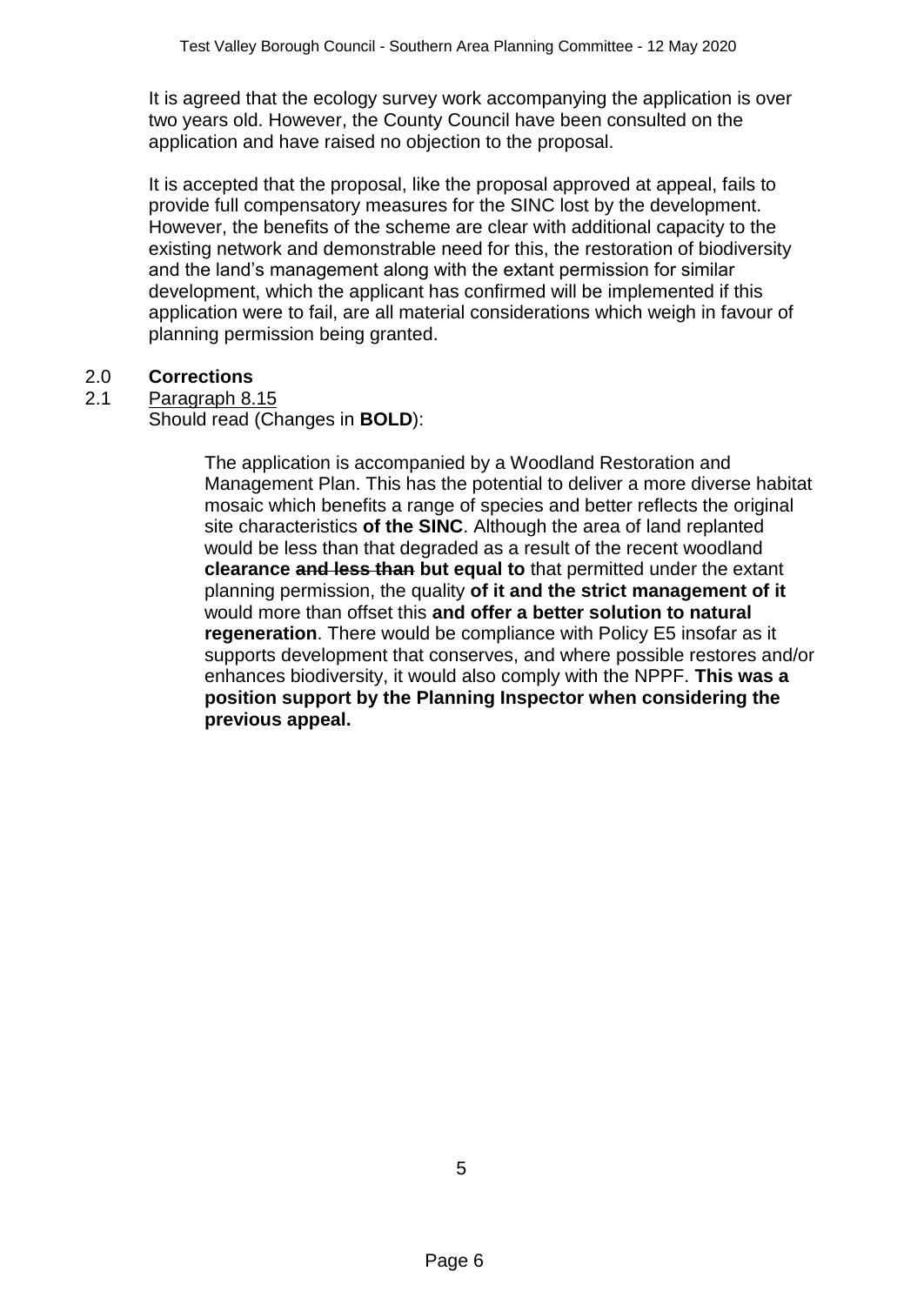It is agreed that the ecology survey work accompanying the application is over two years old. However, the County Council have been consulted on the application and have raised no objection to the proposal.

It is accepted that the proposal, like the proposal approved at appeal, fails to provide full compensatory measures for the SINC lost by the development. However, the benefits of the scheme are clear with additional capacity to the existing network and demonstrable need for this, the restoration of biodiversity and the land's management along with the extant permission for similar development, which the applicant has confirmed will be implemented if this application were to fail, are all material considerations which weigh in favour of planning permission being granted.

## 2.0 Corrections

2.1 Paragraph 8.15

Should read (Changes in **BOLD**):

> The application is accompanied by a Woodland Restoration and Management Plan. This has the potential to deliver a more diverse habitat mosaic which benefits a range of species and better reflects the original site characteristics **of the SINC**. Although the area of land replanted would be less than that degraded as a result of the recent woodland **clearance ~~and less than~~ but equal to** that permitted under the extant planning permission, the quality **of it and the strict management of it** would more than offset this **and offer a better solution to natural regeneration**. There would be compliance with Policy E5 insofar as it supports development that conserves, and where possible restores and/or enhances biodiversity, it would also comply with the NPPF. **This was a position support by the Planning Inspector when considering the previous appeal.**